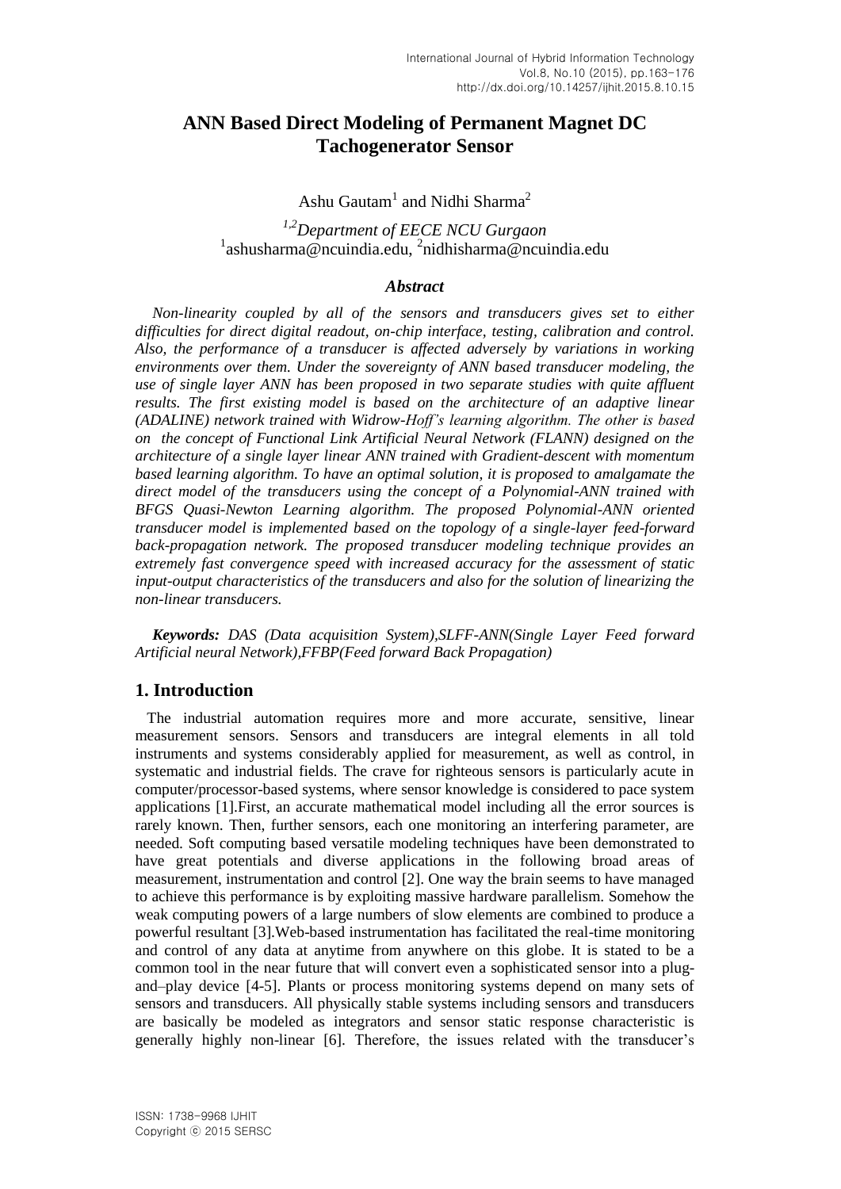# ANN Based Direct Modeling of Permanent Magnet DC Tachogenerator Sensor

Ashu Gautam[1] and Nidhi Sharma[2]

*[1,2]Department of EECE NCU Gurgaon*
[1]ashusharma@ncuindia.edu, [2]nidhisharma@ncuindia.edu

### *Abstract*

*Non-linearity coupled by all of the sensors and transducers gives set to either difficulties for direct digital readout, on-chip interface, testing, calibration and control. Also, the performance of a transducer is affected adversely by variations in working environments over them. Under the sovereignty of ANN based transducer modeling, the use of single layer ANN has been proposed in two separate studies with quite affluent results. The first existing model is based on the architecture of an adaptive linear (ADALINE) network trained with Widrow-Hoff's learning algorithm. The other is based on the concept of Functional Link Artificial Neural Network (FLANN) designed on the architecture of a single layer linear ANN trained with Gradient-descent with momentum based learning algorithm. To have an optimal solution, it is proposed to amalgamate the direct model of the transducers using the concept of a Polynomial-ANN trained with BFGS Quasi-Newton Learning algorithm. The proposed Polynomial-ANN oriented transducer model is implemented based on the topology of a single-layer feed-forward back-propagation network. The proposed transducer modeling technique provides an extremely fast convergence speed with increased accuracy for the assessment of static input-output characteristics of the transducers and also for the solution of linearizing the non-linear transducers.*

***Keywords:*** *DAS (Data acquisition System),SLFF-ANN(Single Layer Feed forward Artificial neural Network),FFBP(Feed forward Back Propagation)*

## 1. Introduction

The industrial automation requires more and more accurate, sensitive, linear measurement sensors. Sensors and transducers are integral elements in all told instruments and systems considerably applied for measurement, as well as control, in systematic and industrial fields. The crave for righteous sensors is particularly acute in computer/processor-based systems, where sensor knowledge is considered to pace system applications [1].First, an accurate mathematical model including all the error sources is rarely known. Then, further sensors, each one monitoring an interfering parameter, are needed. Soft computing based versatile modeling techniques have been demonstrated to have great potentials and diverse applications in the following broad areas of measurement, instrumentation and control [2]. One way the brain seems to have managed to achieve this performance is by exploiting massive hardware parallelism. Somehow the weak computing powers of a large numbers of slow elements are combined to produce a powerful resultant [3].Web-based instrumentation has facilitated the real-time monitoring and control of any data at anytime from anywhere on this globe. It is stated to be a common tool in the near future that will convert even a sophisticated sensor into a plug-and–play device [4-5]. Plants or process monitoring systems depend on many sets of sensors and transducers. All physically stable systems including sensors and transducers are basically be modeled as integrators and sensor static response characteristic is generally highly non-linear [6]. Therefore, the issues related with the transducer's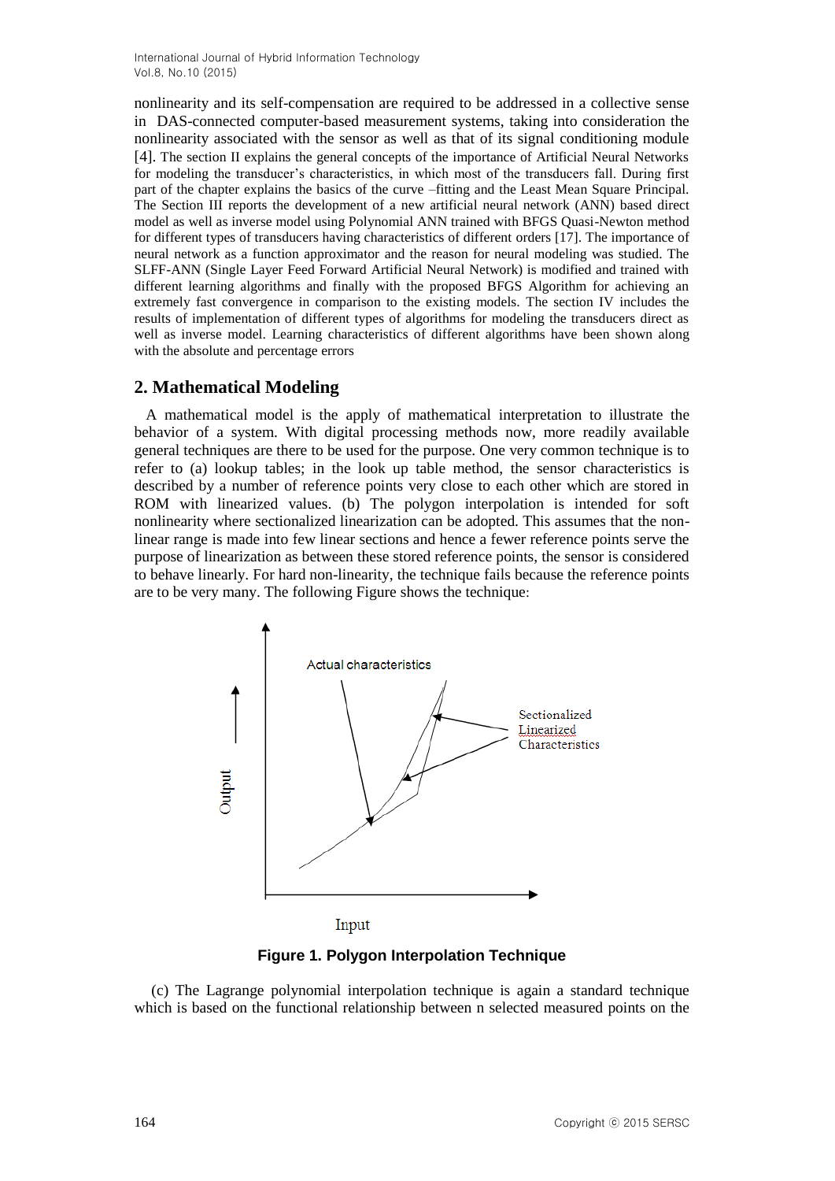nonlinearity and its self-compensation are required to be addressed in a collective sense in DAS-connected computer-based measurement systems, taking into consideration the nonlinearity associated with the sensor as well as that of its signal conditioning module [4]. The section II explains the general concepts of the importance of Artificial Neural Networks for modeling the transducer's characteristics, in which most of the transducers fall. During first part of the chapter explains the basics of the curve –fitting and the Least Mean Square Principal. The Section III reports the development of a new artificial neural network (ANN) based direct model as well as inverse model using Polynomial ANN trained with BFGS Quasi-Newton method for different types of transducers having characteristics of different orders [17]. The importance of neural network as a function approximator and the reason for neural modeling was studied. The SLFF-ANN (Single Layer Feed Forward Artificial Neural Network) is modified and trained with different learning algorithms and finally with the proposed BFGS Algorithm for achieving an extremely fast convergence in comparison to the existing models. The section IV includes the results of implementation of different types of algorithms for modeling the transducers direct as well as inverse model. Learning characteristics of different algorithms have been shown along with the absolute and percentage errors

## 2. Mathematical Modeling

A mathematical model is the apply of mathematical interpretation to illustrate the behavior of a system. With digital processing methods now, more readily available general techniques are there to be used for the purpose. One very common technique is to refer to (a) lookup tables; in the look up table method, the sensor characteristics is described by a number of reference points very close to each other which are stored in ROM with linearized values. (b) The polygon interpolation is intended for soft nonlinearity where sectionalized linearization can be adopted. This assumes that the non-linear range is made into few linear sections and hence a fewer reference points serve the purpose of linearization as between these stored reference points, the sensor is considered to behave linearly. For hard non-linearity, the technique fails because the reference points are to be very many. The following Figure shows the technique:

**Figure 1. Polygon Interpolation Technique**

(c) The Lagrange polynomial interpolation technique is again a standard technique which is based on the functional relationship between n selected measured points on the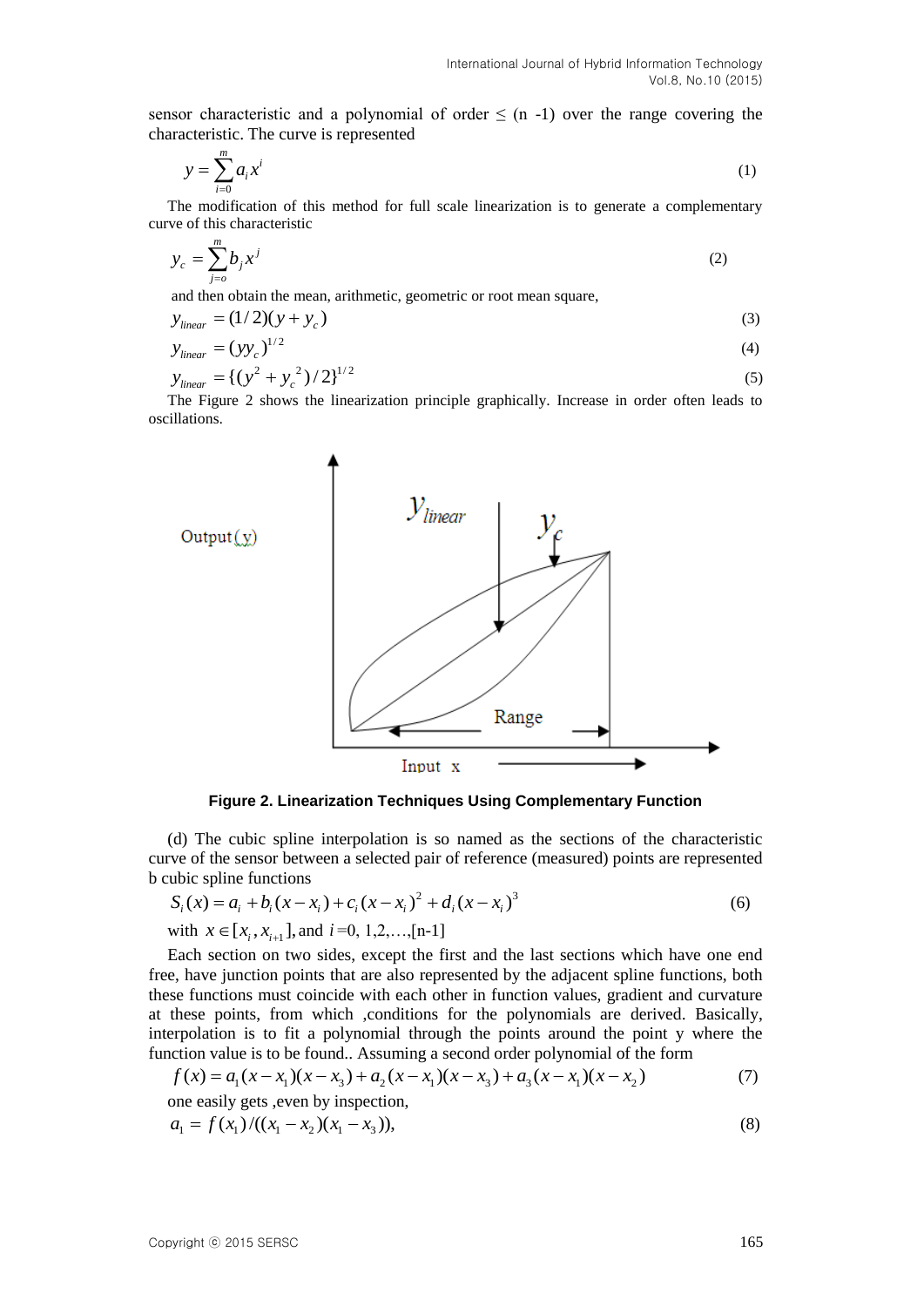sensor characteristic and a polynomial of order ≤ (n -1) over the range covering the characteristic. The curve is represented

$$y = \sum_{i=0}^{m} a_i x^i \tag{1}$$

The modification of this method for full scale linearization is to generate a complementary curve of this characteristic

$$y_c = \sum_{j=o}^{m} b_j x^j \tag{2}$$

and then obtain the mean, arithmetic, geometric or root mean square,

$$y_{linear} = (1/2)(y + y_c) \tag{3}$$

$$y_{linear} = (yy_c)^{1/2} \tag{4}$$

$$y_{linear} = \{(y^2 + y_c{}^2)/2\}^{1/2} \tag{5}$$

The Figure 2 shows the linearization principle graphically. Increase in order often leads to oscillations.

**Figure 2. Linearization Techniques Using Complementary Function**

(d) The cubic spline interpolation is so named as the sections of the characteristic curve of the sensor between a selected pair of reference (measured) points are represented b cubic spline functions

$$S_i(x) = a_i + b_i(x - x_i) + c_i(x - x_i)^2 + d_i(x - x_i)^3 \tag{6}$$

with $x \in [x_i, x_{i+1}]$, and $i$=0, 1,2,…,[n-1]

Each section on two sides, except the first and the last sections which have one end free, have junction points that are also represented by the adjacent spline functions, both these functions must coincide with each other in function values, gradient and curvature at these points, from which ,conditions for the polynomials are derived. Basically, interpolation is to fit a polynomial through the points around the point y where the function value is to be found.. Assuming a second order polynomial of the form

$$f(x) = a_1(x - x_1)(x - x_3) + a_2(x - x_1)(x - x_3) + a_3(x - x_1)(x - x_2) \tag{7}$$

one easily gets ,even by inspection,

$$a_1 = f(x_1)/((x_1 - x_2)(x_1 - x_3)), \tag{8}$$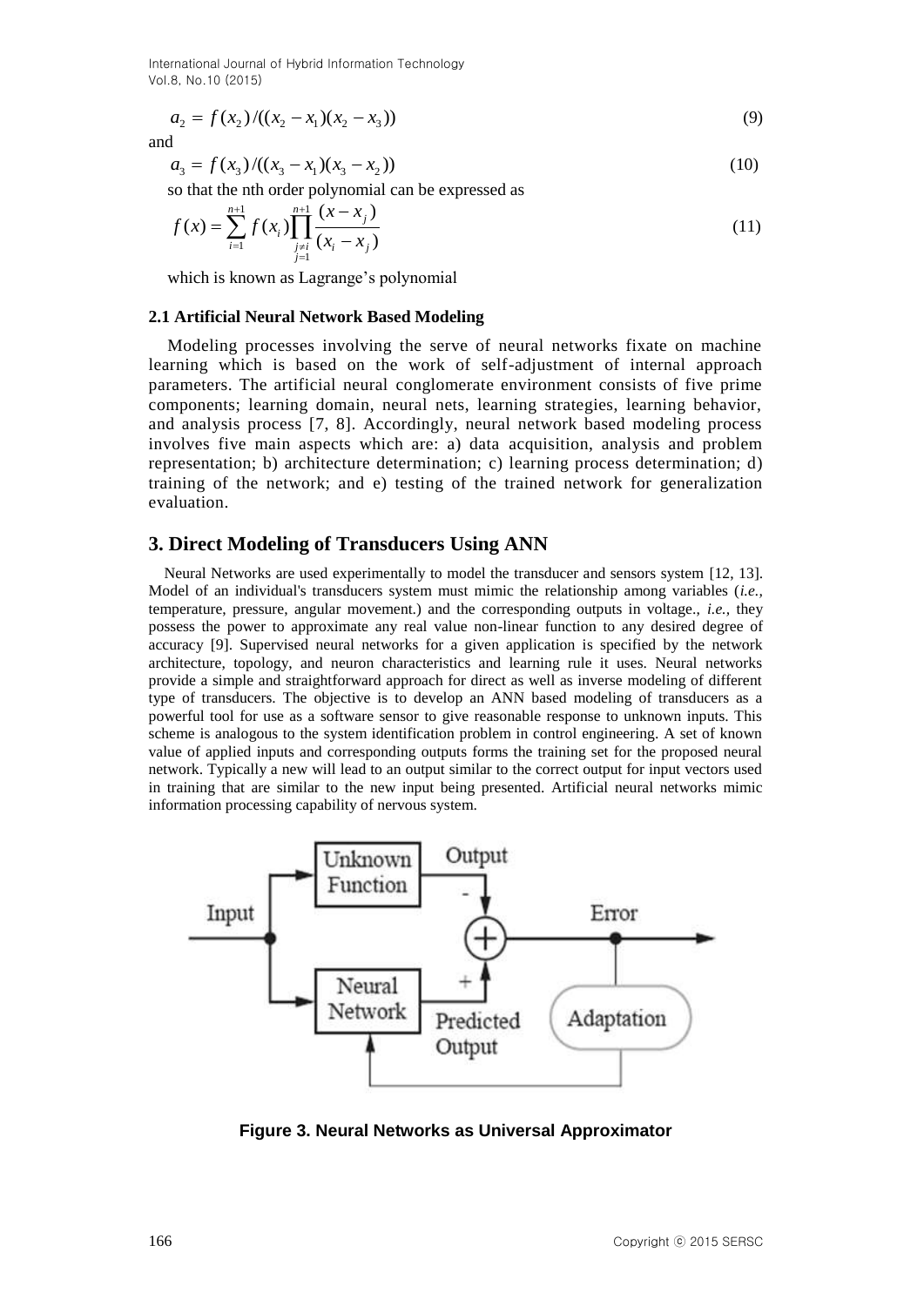$$a_2 = f(x_2)/((x_2 - x_1)(x_2 - x_3)) \quad (9)$$

and

$$a_3 = f(x_3)/((x_3 - x_1)(x_3 - x_2)) \quad (10)$$

so that the nth order polynomial can be expressed as

$$f(x) = \sum_{i=1}^{n+1} f(x_i) \prod_{\substack{j \neq i \\ j=1}}^{n+1} \frac{(x - x_j)}{(x_i - x_j)} \quad (11)$$

which is known as Lagrange's polynomial

### 2.1 Artificial Neural Network Based Modeling

Modeling processes involving the serve of neural networks fixate on machine learning which is based on the work of self-adjustment of internal approach parameters. The artificial neural conglomerate environment consists of five prime components; learning domain, neural nets, learning strategies, learning behavior, and analysis process [7, 8]. Accordingly, neural network based modeling process involves five main aspects which are: a) data acquisition, analysis and problem representation; b) architecture determination; c) learning process determination; d) training of the network; and e) testing of the trained network for generalization evaluation.

## 3. Direct Modeling of Transducers Using ANN

Neural Networks are used experimentally to model the transducer and sensors system [12, 13]. Model of an individual's transducers system must mimic the relationship among variables (*i.e.,* temperature, pressure, angular movement.) and the corresponding outputs in voltage., *i.e.,* they possess the power to approximate any real value non-linear function to any desired degree of accuracy [9]. Supervised neural networks for a given application is specified by the network architecture, topology, and neuron characteristics and learning rule it uses. Neural networks provide a simple and straightforward approach for direct as well as inverse modeling of different type of transducers. The objective is to develop an ANN based modeling of transducers as a powerful tool for use as a software sensor to give reasonable response to unknown inputs. This scheme is analogous to the system identification problem in control engineering. A set of known value of applied inputs and corresponding outputs forms the training set for the proposed neural network. Typically a new will lead to an output similar to the correct output for input vectors used in training that are similar to the new input being presented. Artificial neural networks mimic information processing capability of nervous system.

**Figure 3. Neural Networks as Universal Approximator**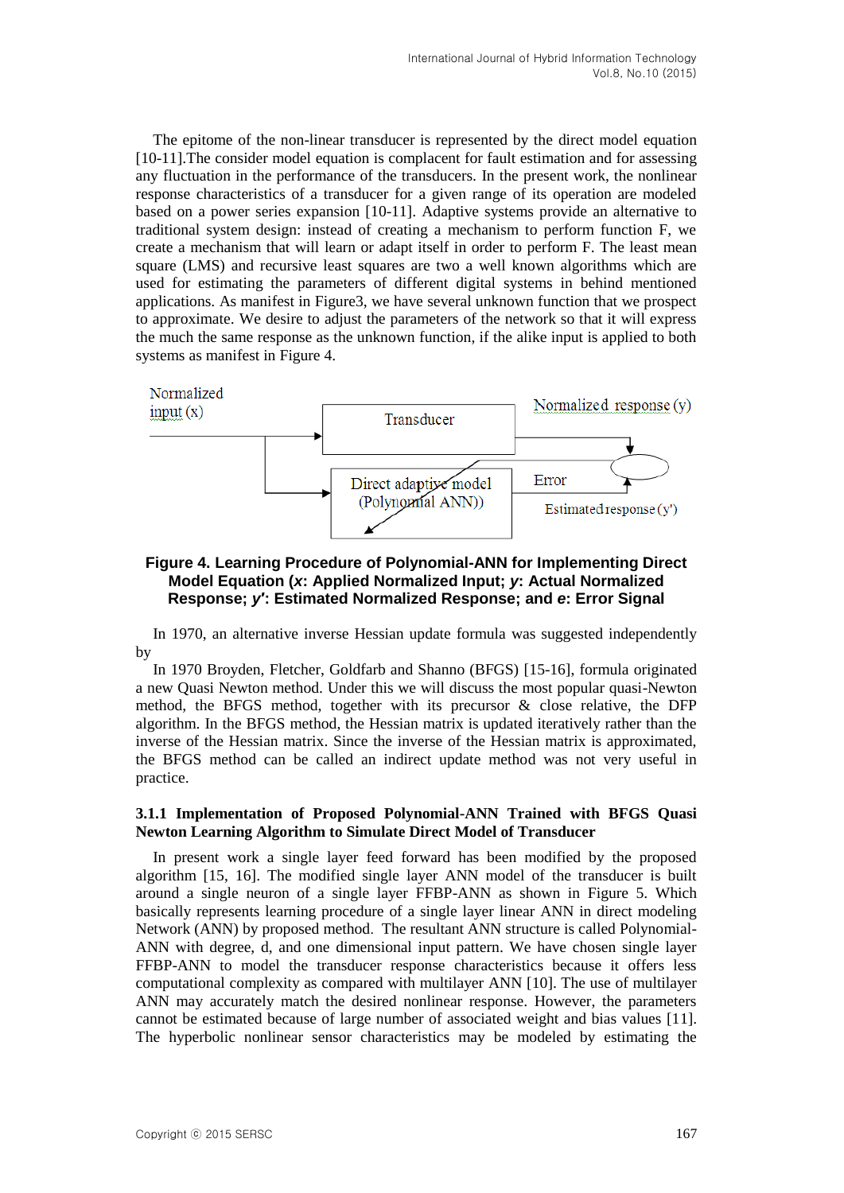The epitome of the non-linear transducer is represented by the direct model equation [10-11].The consider model equation is complacent for fault estimation and for assessing any fluctuation in the performance of the transducers. In the present work, the nonlinear response characteristics of a transducer for a given range of its operation are modeled based on a power series expansion [10-11]. Adaptive systems provide an alternative to traditional system design: instead of creating a mechanism to perform function F, we create a mechanism that will learn or adapt itself in order to perform F. The least mean square (LMS) and recursive least squares are two a well known algorithms which are used for estimating the parameters of different digital systems in behind mentioned applications. As manifest in Figure3, we have several unknown function that we prospect to approximate. We desire to adjust the parameters of the network so that it will express the much the same response as the unknown function, if the alike input is applied to both systems as manifest in Figure 4.

**Figure 4. Learning Procedure of Polynomial-ANN for Implementing Direct Model Equation (*x*: Applied Normalized Input; *y*: Actual Normalized Response; *y′*: Estimated Normalized Response; and *e*: Error Signal**

In 1970, an alternative inverse Hessian update formula was suggested independently by

In 1970 Broyden, Fletcher, Goldfarb and Shanno (BFGS) [15-16], formula originated a new Quasi Newton method. Under this we will discuss the most popular quasi-Newton method, the BFGS method, together with its precursor & close relative, the DFP algorithm. In the BFGS method, the Hessian matrix is updated iteratively rather than the inverse of the Hessian matrix. Since the inverse of the Hessian matrix is approximated, the BFGS method can be called an indirect update method was not very useful in practice.

### 3.1.1 Implementation of Proposed Polynomial-ANN Trained with BFGS Quasi Newton Learning Algorithm to Simulate Direct Model of Transducer

In present work a single layer feed forward has been modified by the proposed algorithm [15, 16]. The modified single layer ANN model of the transducer is built around a single neuron of a single layer FFBP-ANN as shown in Figure 5. Which basically represents learning procedure of a single layer linear ANN in direct modeling Network (ANN) by proposed method. The resultant ANN structure is called Polynomial-ANN with degree, d, and one dimensional input pattern. We have chosen single layer FFBP-ANN to model the transducer response characteristics because it offers less computational complexity as compared with multilayer ANN [10]. The use of multilayer ANN may accurately match the desired nonlinear response. However, the parameters cannot be estimated because of large number of associated weight and bias values [11]. The hyperbolic nonlinear sensor characteristics may be modeled by estimating the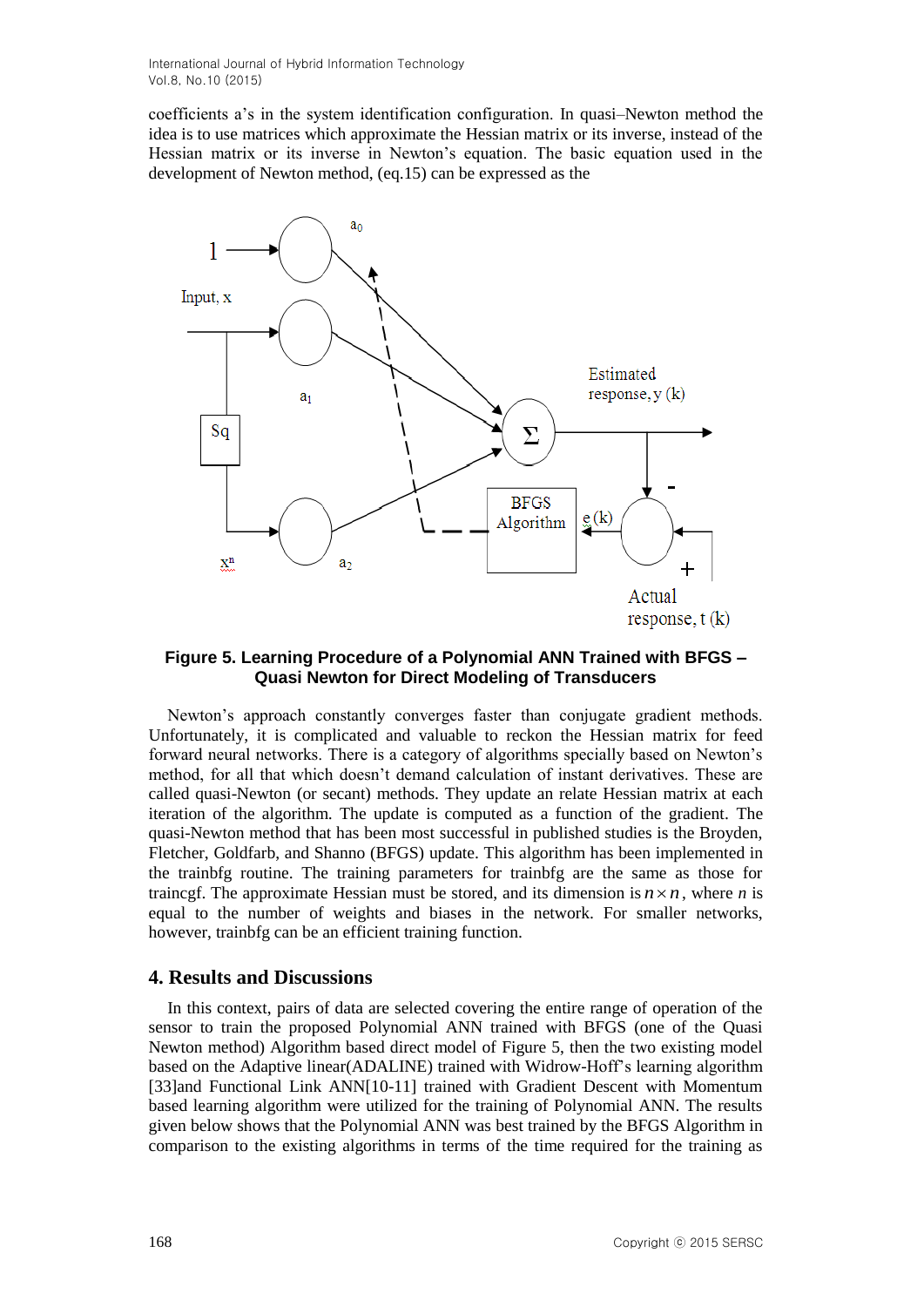coefficients a's in the system identification configuration. In quasi–Newton method the idea is to use matrices which approximate the Hessian matrix or its inverse, instead of the Hessian matrix or its inverse in Newton's equation. The basic equation used in the development of Newton method, (eq.15) can be expressed as the

**Figure 5. Learning Procedure of a Polynomial ANN Trained with BFGS – Quasi Newton for Direct Modeling of Transducers**

Newton's approach constantly converges faster than conjugate gradient methods. Unfortunately, it is complicated and valuable to reckon the Hessian matrix for feed forward neural networks. There is a category of algorithms specially based on Newton's method, for all that which doesn't demand calculation of instant derivatives. These are called quasi-Newton (or secant) methods. They update an relate Hessian matrix at each iteration of the algorithm. The update is computed as a function of the gradient. The quasi-Newton method that has been most successful in published studies is the Broyden, Fletcher, Goldfarb, and Shanno (BFGS) update. This algorithm has been implemented in the trainbfg routine. The training parameters for trainbfg are the same as those for traincgf. The approximate Hessian must be stored, and its dimension is $n \times n$, where $n$ is equal to the number of weights and biases in the network. For smaller networks, however, trainbfg can be an efficient training function.

## 4. Results and Discussions

In this context, pairs of data are selected covering the entire range of operation of the sensor to train the proposed Polynomial ANN trained with BFGS (one of the Quasi Newton method) Algorithm based direct model of Figure 5, then the two existing model based on the Adaptive linear(ADALINE) trained with Widrow-Hoff's learning algorithm [33]and Functional Link ANN[10-11] trained with Gradient Descent with Momentum based learning algorithm were utilized for the training of Polynomial ANN. The results given below shows that the Polynomial ANN was best trained by the BFGS Algorithm in comparison to the existing algorithms in terms of the time required for the training as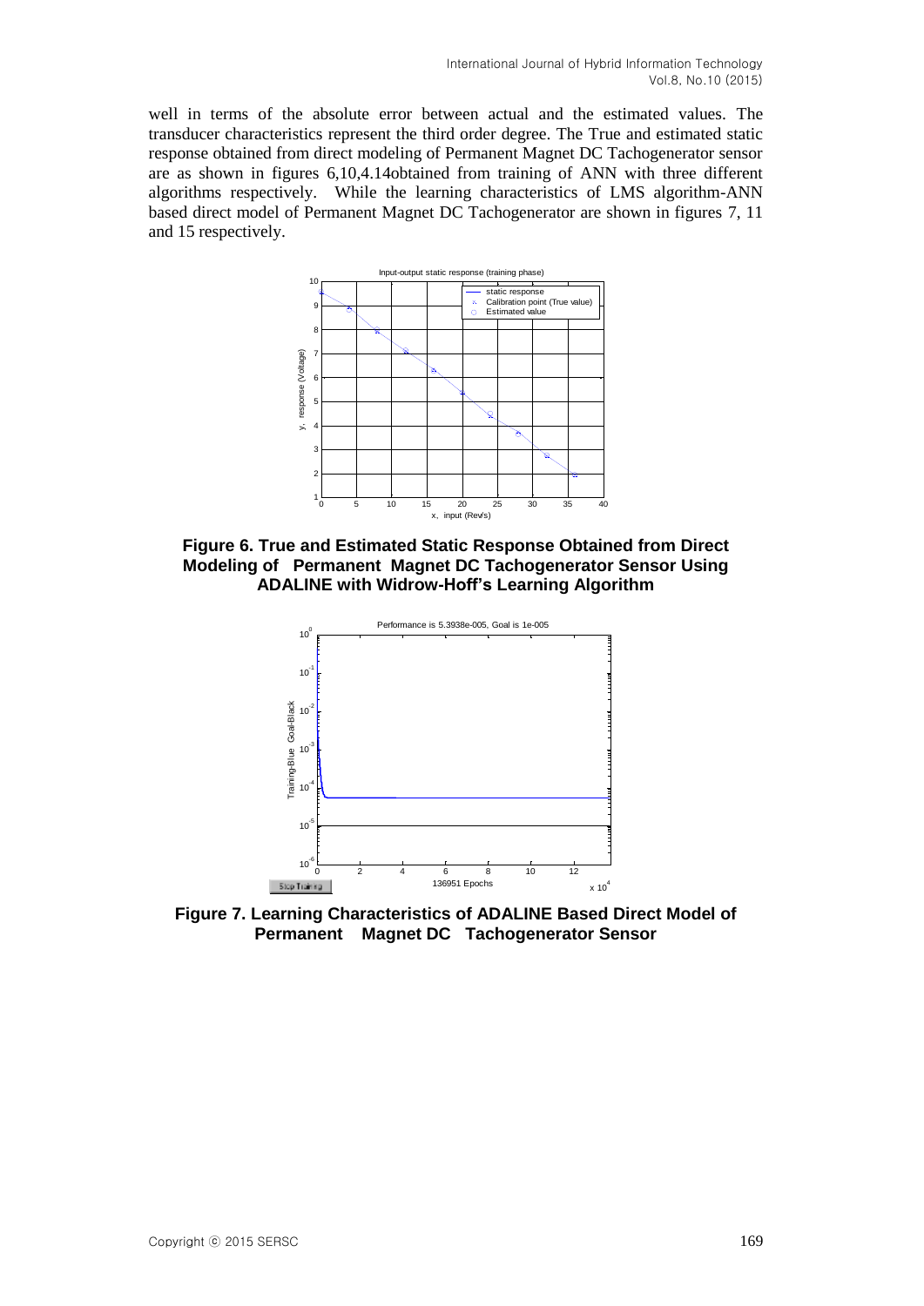well in terms of the absolute error between actual and the estimated values. The transducer characteristics represent the third order degree. The True and estimated static response obtained from direct modeling of Permanent Magnet DC Tachogenerator sensor are as shown in figures 6,10,4.14obtained from training of ANN with three different algorithms respectively. While the learning characteristics of LMS algorithm-ANN based direct model of Permanent Magnet DC Tachogenerator are shown in figures 7, 11 and 15 respectively.

**Figure 6. True and Estimated Static Response Obtained from Direct Modeling of Permanent Magnet DC Tachogenerator Sensor Using ADALINE with Widrow-Hoff's Learning Algorithm**

**Figure 7. Learning Characteristics of ADALINE Based Direct Model of Permanent Magnet DC Tachogenerator Sensor**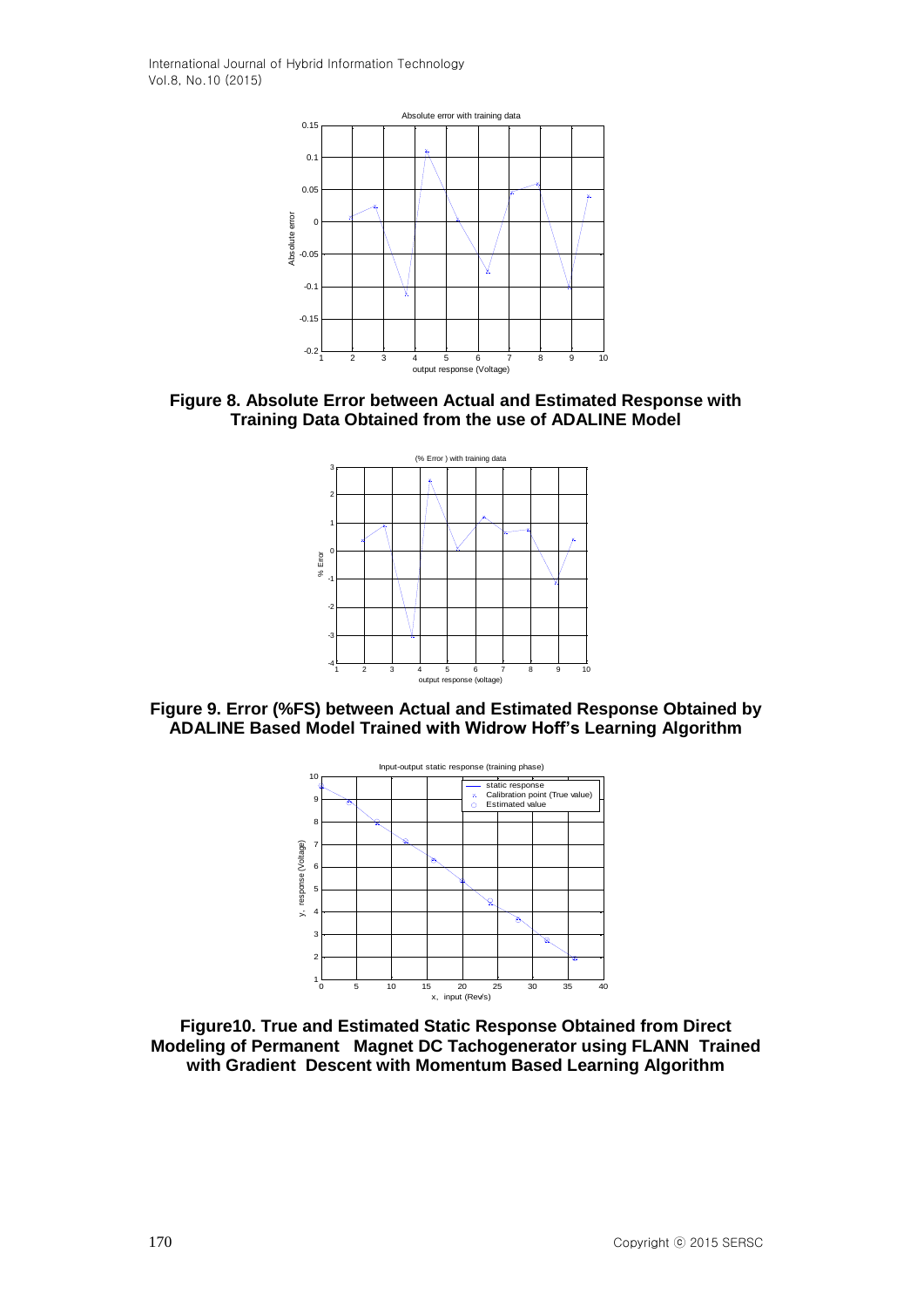**Figure 8. Absolute Error between Actual and Estimated Response with Training Data Obtained from the use of ADALINE Model**

**Figure 9. Error (%FS) between Actual and Estimated Response Obtained by ADALINE Based Model Trained with Widrow Hoff's Learning Algorithm**

**Figure10. True and Estimated Static Response Obtained from Direct Modeling of Permanent Magnet DC Tachogenerator using FLANN Trained with Gradient Descent with Momentum Based Learning Algorithm**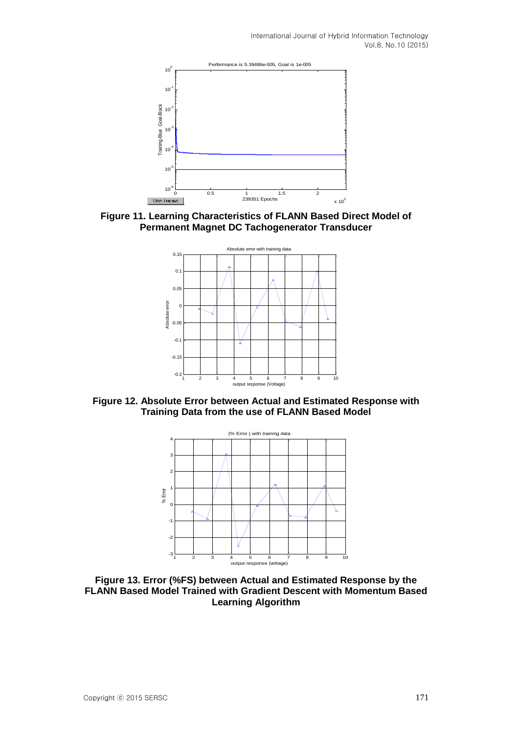**Figure 11. Learning Characteristics of FLANN Based Direct Model of Permanent Magnet DC Tachogenerator Transducer**

**Figure 12. Absolute Error between Actual and Estimated Response with Training Data from the use of FLANN Based Model**

**Figure 13. Error (%FS) between Actual and Estimated Response by the FLANN Based Model Trained with Gradient Descent with Momentum Based Learning Algorithm**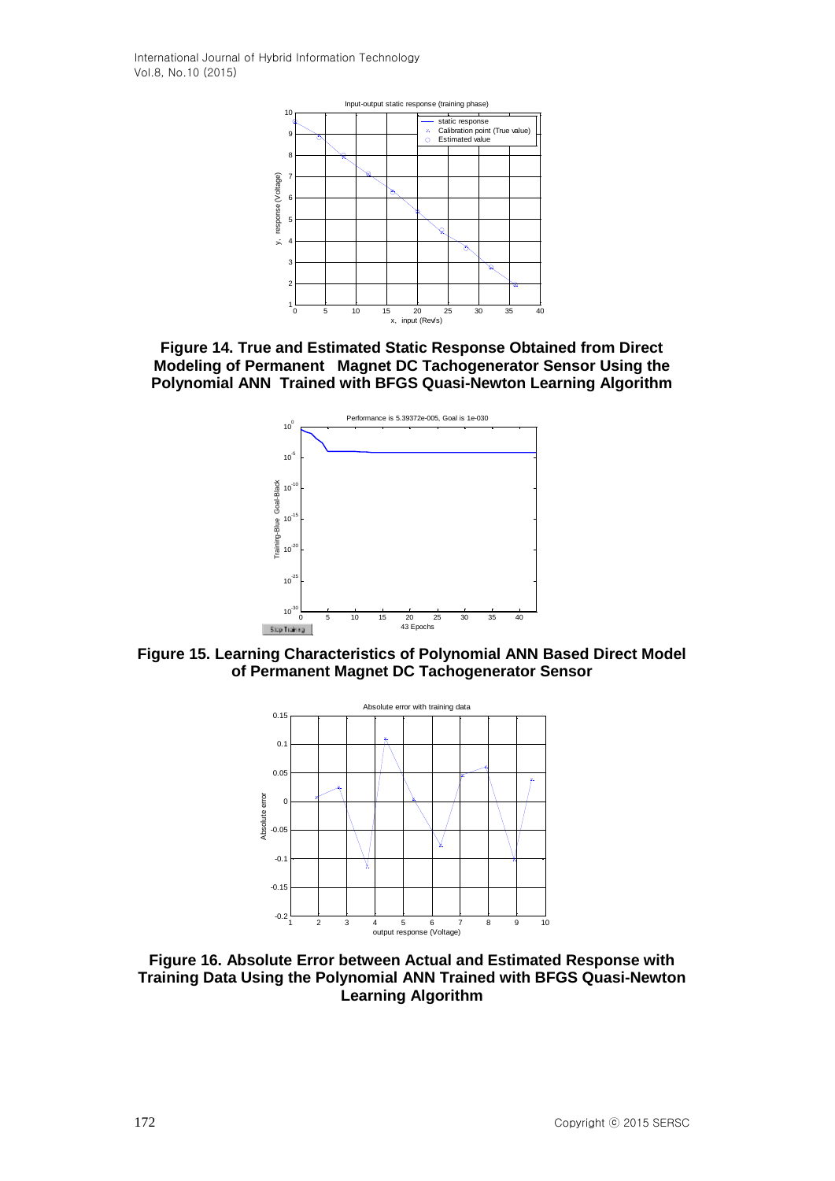**Figure 14. True and Estimated Static Response Obtained from Direct Modeling of Permanent Magnet DC Tachogenerator Sensor Using the Polynomial ANN Trained with BFGS Quasi-Newton Learning Algorithm**

**Figure 15. Learning Characteristics of Polynomial ANN Based Direct Model of Permanent Magnet DC Tachogenerator Sensor**

**Figure 16. Absolute Error between Actual and Estimated Response with Training Data Using the Polynomial ANN Trained with BFGS Quasi-Newton Learning Algorithm**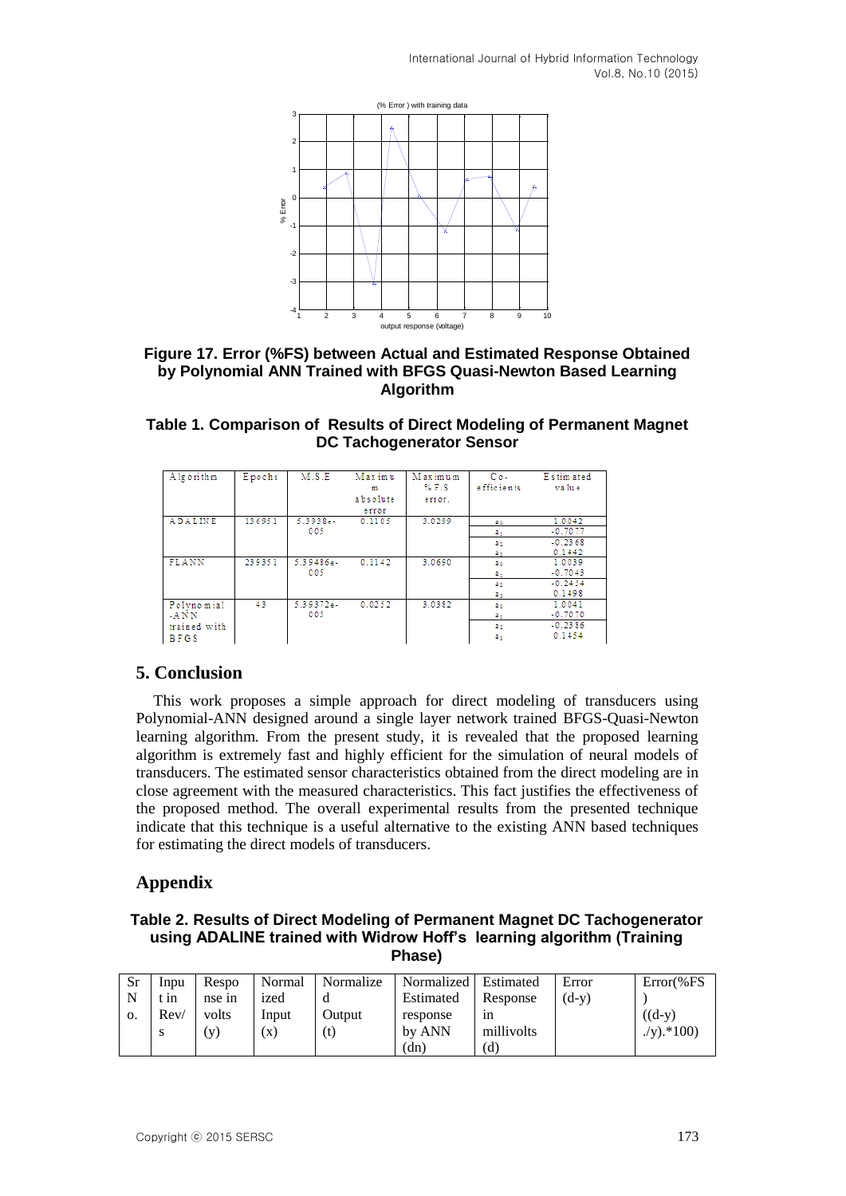**Figure 17. Error (%FS) between Actual and Estimated Response Obtained by Polynomial ANN Trained with BFGS Quasi-Newton Based Learning Algorithm**

**Table 1. Comparison of Results of Direct Modeling of Permanent Magnet DC Tachogenerator Sensor**

| Algorithm | Epochs | M.S.E | Maximum absolute error | Maximum % F.S error. | Co-efficients | Estimated value |
|---|---|---|---|---|---|---|
| ADALINE | 136951 | 5.3938e-005 | 0.1105 | 3.0299 | $a_0$ | 1.0042 |
| | | | | | $a_1$ | -0.7077 |
| | | | | | $a_2$ | -0.2368 |
| | | | | | $a_3$ | 0.1442 |
| FLANN | 239351 | 5.39486e-005 | 0.1142 | 3.0690 | $a_0$ | 1.0039 |
| | | | | | $a_1$ | -0.7043 |
| | | | | | $a_2$ | -0.2434 |
| | | | | | $a_3$ | 0.1498 |
| Polynomial -ANN trained with BFGS | 43 | 5.39372e-005 | 0.0252 | 3.0382 | $a_0$ | 1.0041 |
| | | | | | $a_1$ | -0.7070 |
| | | | | | $a_2$ | -0.2386 |
| | | | | | $a_3$ | 0.1454 |

## 5. Conclusion

This work proposes a simple approach for direct modeling of transducers using Polynomial-ANN designed around a single layer network trained BFGS-Quasi-Newton learning algorithm. From the present study, it is revealed that the proposed learning algorithm is extremely fast and highly efficient for the simulation of neural models of transducers. The estimated sensor characteristics obtained from the direct modeling are in close agreement with the measured characteristics. This fact justifies the effectiveness of the proposed method. The overall experimental results from the presented technique indicate that this technique is a useful alternative to the existing ANN based techniques for estimating the direct models of transducers.

## Appendix

**Table 2. Results of Direct Modeling of Permanent Magnet DC Tachogenerator using ADALINE trained with Widrow Hoff's learning algorithm (Training Phase)**

| Sr No. | Input in Rev/s | Response in volts (y) | Normalized Input (x) | Normalized Output (t) | Normalized Estimated response by ANN (dn) | Estimated Response in millivolts (d) | Error (d-y) | Error(%FS) ((d-y) ./y).*100) |
|---|---|---|---|---|---|---|---|---|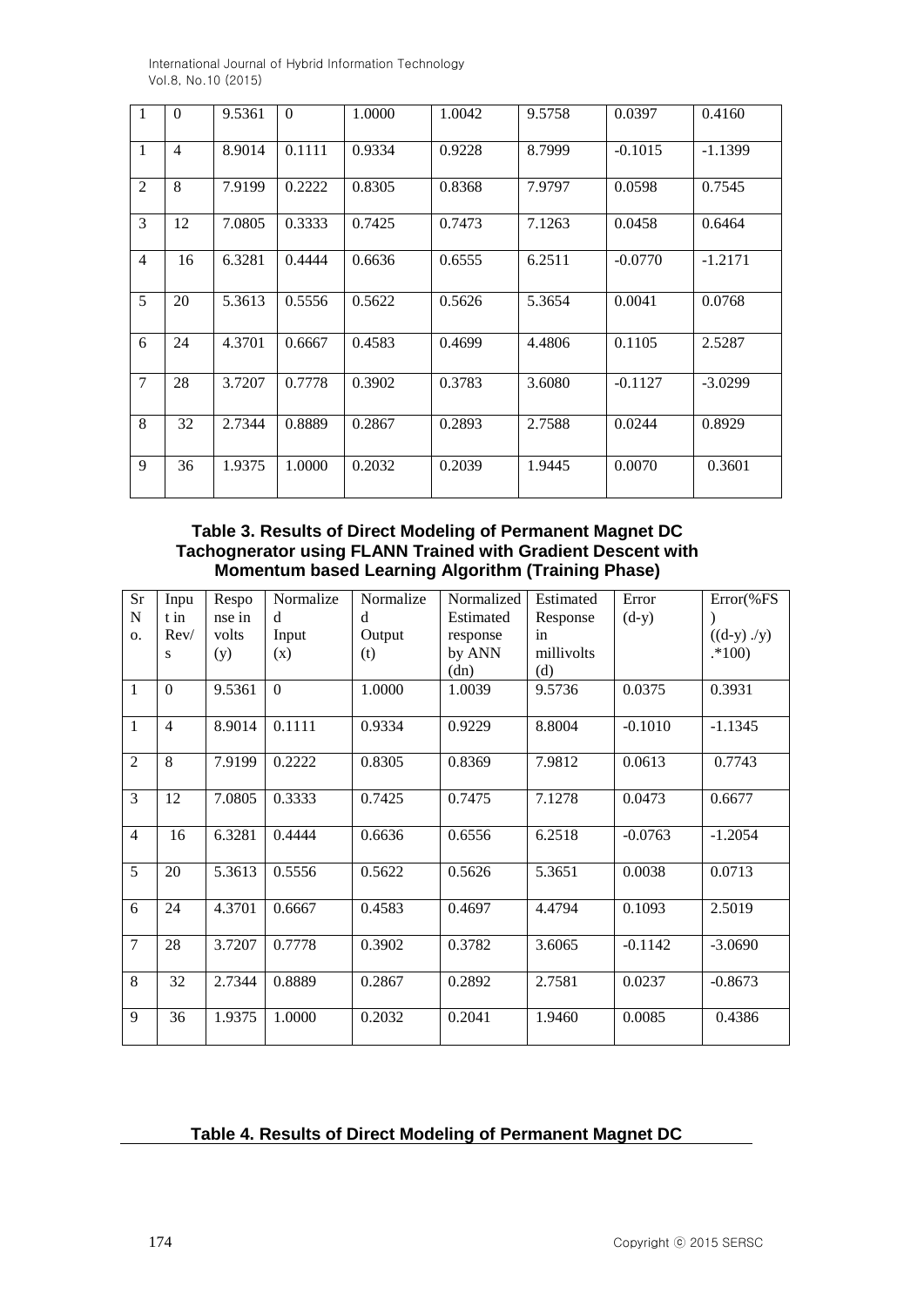| 1 | 0 | 9.5361 | 0 | 1.0000 | 1.0042 | 9.5758 | 0.0397 | 0.4160 |
|---|---|---|---|---|---|---|---|---|
| 1 | 4 | 8.9014 | 0.1111 | 0.9334 | 0.9228 | 8.7999 | -0.1015 | -1.1399 |
| 2 | 8 | 7.9199 | 0.2222 | 0.8305 | 0.8368 | 7.9797 | 0.0598 | 0.7545 |
| 3 | 12 | 7.0805 | 0.3333 | 0.7425 | 0.7473 | 7.1263 | 0.0458 | 0.6464 |
| 4 | 16 | 6.3281 | 0.4444 | 0.6636 | 0.6555 | 6.2511 | -0.0770 | -1.2171 |
| 5 | 20 | 5.3613 | 0.5556 | 0.5622 | 0.5626 | 5.3654 | 0.0041 | 0.0768 |
| 6 | 24 | 4.3701 | 0.6667 | 0.4583 | 0.4699 | 4.4806 | 0.1105 | 2.5287 |
| 7 | 28 | 3.7207 | 0.7778 | 0.3902 | 0.3783 | 3.6080 | -0.1127 | -3.0299 |
| 8 | 32 | 2.7344 | 0.8889 | 0.2867 | 0.2893 | 2.7588 | 0.0244 | 0.8929 |
| 9 | 36 | 1.9375 | 1.0000 | 0.2032 | 0.2039 | 1.9445 | 0.0070 | 0.3601 |

**Table 3. Results of Direct Modeling of Permanent Magnet DC Tachognerator using FLANN Trained with Gradient Descent with Momentum based Learning Algorithm (Training Phase)**

| Sr No. | Input in Rev/s | Response in volts (y) | Normalized Input (x) | Normalized Output (t) | Normalized Estimated response by ANN (dn) | Estimated Response in millivolts (d) | Error (d-y) | Error(%FS) ((d-y) ./y) .*100) |
|---|---|---|---|---|---|---|---|---|
| 1 | 0 | 9.5361 | 0 | 1.0000 | 1.0039 | 9.5736 | 0.0375 | 0.3931 |
| 1 | 4 | 8.9014 | 0.1111 | 0.9334 | 0.9229 | 8.8004 | -0.1010 | -1.1345 |
| 2 | 8 | 7.9199 | 0.2222 | 0.8305 | 0.8369 | 7.9812 | 0.0613 | 0.7743 |
| 3 | 12 | 7.0805 | 0.3333 | 0.7425 | 0.7475 | 7.1278 | 0.0473 | 0.6677 |
| 4 | 16 | 6.3281 | 0.4444 | 0.6636 | 0.6556 | 6.2518 | -0.0763 | -1.2054 |
| 5 | 20 | 5.3613 | 0.5556 | 0.5622 | 0.5626 | 5.3651 | 0.0038 | 0.0713 |
| 6 | 24 | 4.3701 | 0.6667 | 0.4583 | 0.4697 | 4.4794 | 0.1093 | 2.5019 |
| 7 | 28 | 3.7207 | 0.7778 | 0.3902 | 0.3782 | 3.6065 | -0.1142 | -3.0690 |
| 8 | 32 | 2.7344 | 0.8889 | 0.2867 | 0.2892 | 2.7581 | 0.0237 | -0.8673 |
| 9 | 36 | 1.9375 | 1.0000 | 0.2032 | 0.2041 | 1.9460 | 0.0085 | 0.4386 |

**Table 4. Results of Direct Modeling of Permanent Magnet DC**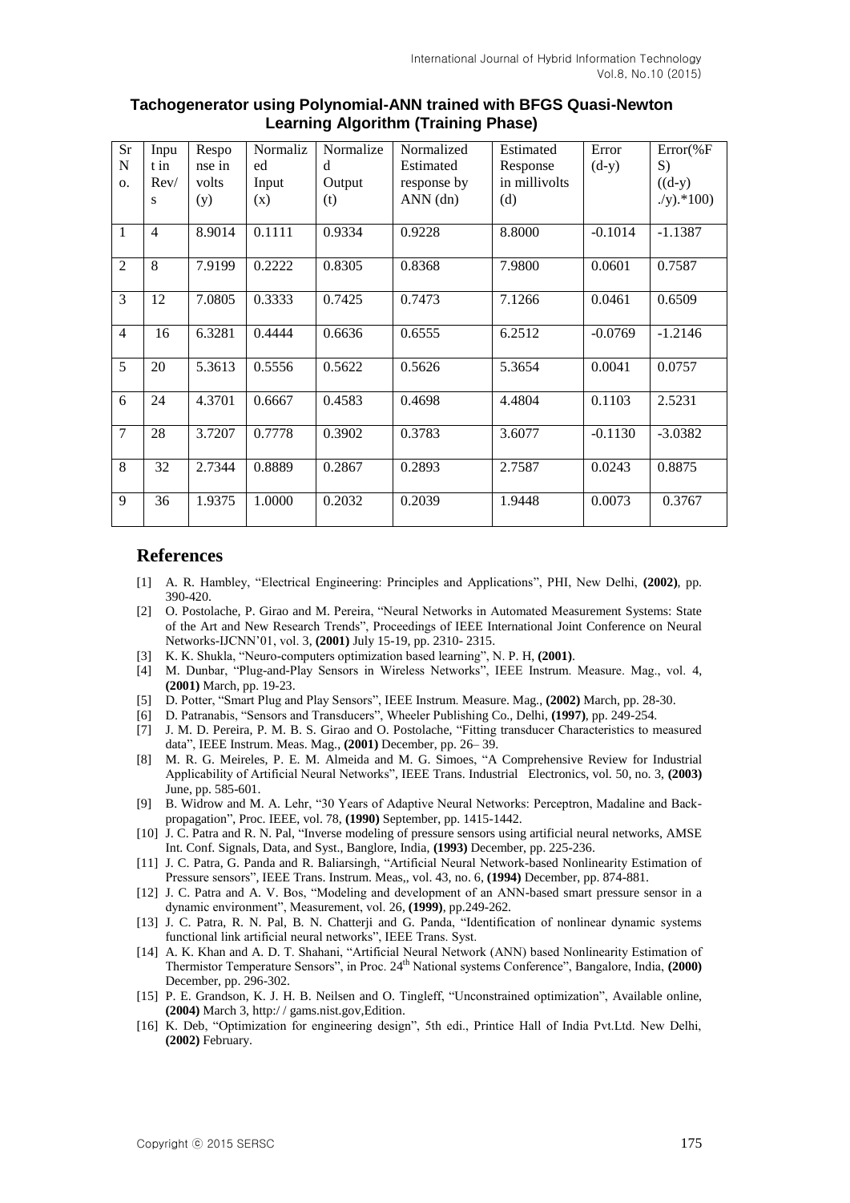**Tachogenerator using Polynomial-ANN trained with BFGS Quasi-Newton Learning Algorithm (Training Phase)**

| Sr No. | Input in Rev/s | Response in volts (y) | Normalized Input (x) | Normalized Output (t) | Normalized Estimated response by ANN (dn) | Estimated Response in millivolts (d) | Error (d-y) | Error(%FS) ((d-y) ./y).*100) |
|---|---|---|---|---|---|---|---|---|
| 1 | 4 | 8.9014 | 0.1111 | 0.9334 | 0.9228 | 8.8000 | -0.1014 | -1.1387 |
| 2 | 8 | 7.9199 | 0.2222 | 0.8305 | 0.8368 | 7.9800 | 0.0601 | 0.7587 |
| 3 | 12 | 7.0805 | 0.3333 | 0.7425 | 0.7473 | 7.1266 | 0.0461 | 0.6509 |
| 4 | 16 | 6.3281 | 0.4444 | 0.6636 | 0.6555 | 6.2512 | -0.0769 | -1.2146 |
| 5 | 20 | 5.3613 | 0.5556 | 0.5622 | 0.5626 | 5.3654 | 0.0041 | 0.0757 |
| 6 | 24 | 4.3701 | 0.6667 | 0.4583 | 0.4698 | 4.4804 | 0.1103 | 2.5231 |
| 7 | 28 | 3.7207 | 0.7778 | 0.3902 | 0.3783 | 3.6077 | -0.1130 | -3.0382 |
| 8 | 32 | 2.7344 | 0.8889 | 0.2867 | 0.2893 | 2.7587 | 0.0243 | 0.8875 |
| 9 | 36 | 1.9375 | 1.0000 | 0.2032 | 0.2039 | 1.9448 | 0.0073 | 0.3767 |

## References

[1] A. R. Hambley, "Electrical Engineering: Principles and Applications", PHI, New Delhi, **(2002)**, pp. 390-420.

[2] O. Postolache, P. Girao and M. Pereira, "Neural Networks in Automated Measurement Systems: State of the Art and New Research Trends", Proceedings of IEEE International Joint Conference on Neural Networks-IJCNN'01, vol. 3, **(2001)** July 15-19, pp. 2310- 2315.

[3] K. K. Shukla, "Neuro-computers optimization based learning", N. P. H, **(2001)**.

[4] M. Dunbar, "Plug-and-Play Sensors in Wireless Networks", IEEE Instrum. Measure. Mag., vol. 4, **(2001)** March, pp. 19-23.

[5] D. Potter, "Smart Plug and Play Sensors", IEEE Instrum. Measure. Mag., **(2002)** March, pp. 28-30.

[6] D. Patranabis, "Sensors and Transducers", Wheeler Publishing Co., Delhi, **(1997)**, pp. 249-254.

[7] J. M. D. Pereira, P. M. B. S. Girao and O. Postolache, "Fitting transducer Characteristics to measured data", IEEE Instrum. Meas. Mag., **(2001)** December, pp. 26– 39.

[8] M. R. G. Meireles, P. E. M. Almeida and M. G. Simoes, "A Comprehensive Review for Industrial Applicability of Artificial Neural Networks", IEEE Trans. Industrial Electronics, vol. 50, no. 3, **(2003)** June, pp. 585-601.

[9] B. Widrow and M. A. Lehr, "30 Years of Adaptive Neural Networks: Perceptron, Madaline and Back-propagation", Proc. IEEE, vol. 78, **(1990)** September, pp. 1415-1442.

[10] J. C. Patra and R. N. Pal, "Inverse modeling of pressure sensors using artificial neural networks, AMSE Int. Conf. Signals, Data, and Syst., Banglore, India, **(1993)** December, pp. 225-236.

[11] J. C. Patra, G. Panda and R. Baliarsingh, "Artificial Neural Network-based Nonlinearity Estimation of Pressure sensors", IEEE Trans. Instrum. Meas,, vol. 43, no. 6, **(1994)** December, pp. 874-881.

[12] J. C. Patra and A. V. Bos, "Modeling and development of an ANN-based smart pressure sensor in a dynamic environment", Measurement, vol. 26, **(1999)**, pp.249-262.

[13] J. C. Patra, R. N. Pal, B. N. Chatterji and G. Panda, "Identification of nonlinear dynamic systems functional link artificial neural networks", IEEE Trans. Syst.

[14] A. K. Khan and A. D. T. Shahani, "Artificial Neural Network (ANN) based Nonlinearity Estimation of Thermistor Temperature Sensors", in Proc. 24th National systems Conference", Bangalore, India, **(2000)** December, pp. 296-302.

[15] P. E. Grandson, K. J. H. B. Neilsen and O. Tingleff, "Unconstrained optimization", Available online, **(2004)** March 3, http:/ / gams.nist.gov,Edition.

[16] K. Deb, "Optimization for engineering design", 5th edi., Printice Hall of India Pvt.Ltd. New Delhi, **(2002)** February.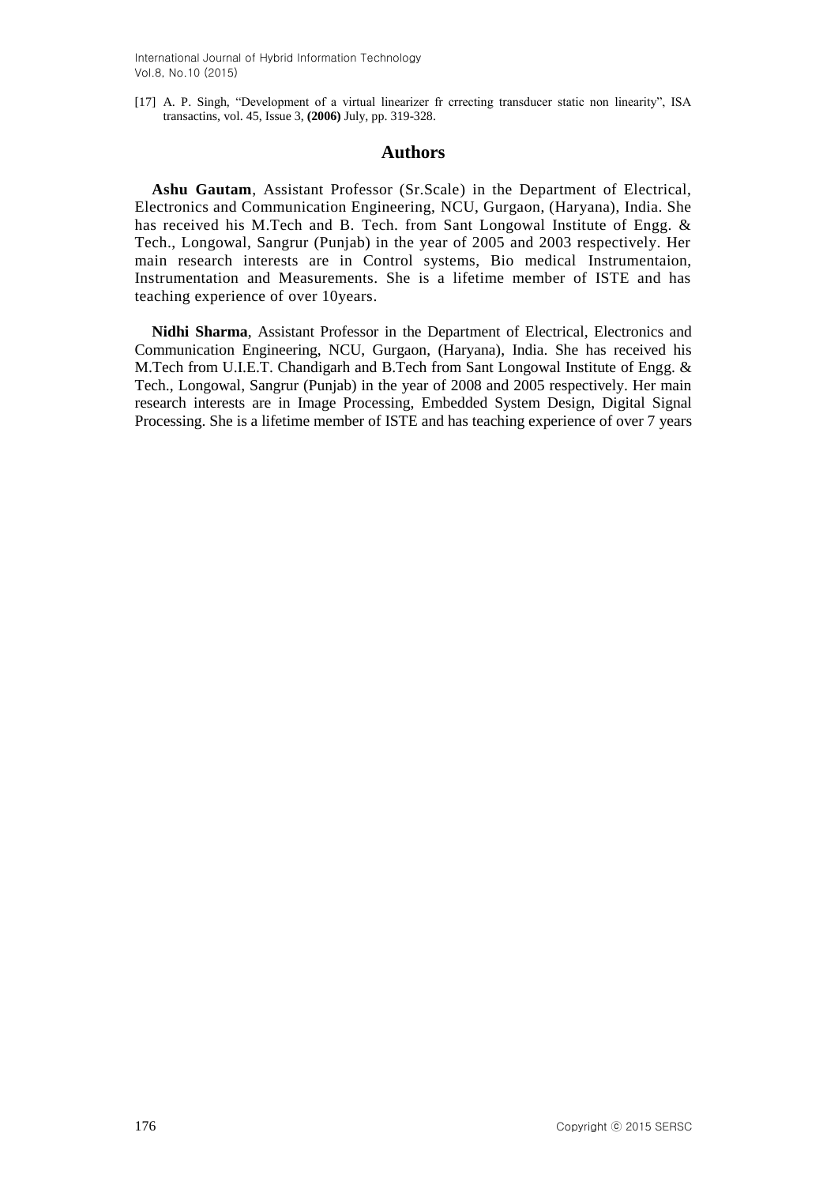[17] A. P. Singh, "Development of a virtual linearizer fr crrecting transducer static non linearity", ISA transactins, vol. 45, Issue 3, **(2006)** July, pp. 319-328.

## Authors

**Ashu Gautam**, Assistant Professor (Sr.Scale) in the Department of Electrical, Electronics and Communication Engineering, NCU, Gurgaon, (Haryana), India. She has received his M.Tech and B. Tech. from Sant Longowal Institute of Engg. & Tech., Longowal, Sangrur (Punjab) in the year of 2005 and 2003 respectively. Her main research interests are in Control systems, Bio medical Instrumentaion, Instrumentation and Measurements. She is a lifetime member of ISTE and has teaching experience of over 10years.

**Nidhi Sharma**, Assistant Professor in the Department of Electrical, Electronics and Communication Engineering, NCU, Gurgaon, (Haryana), India. She has received his M.Tech from U.I.E.T. Chandigarh and B.Tech from Sant Longowal Institute of Engg. & Tech., Longowal, Sangrur (Punjab) in the year of 2008 and 2005 respectively. Her main research interests are in Image Processing, Embedded System Design, Digital Signal Processing. She is a lifetime member of ISTE and has teaching experience of over 7 years